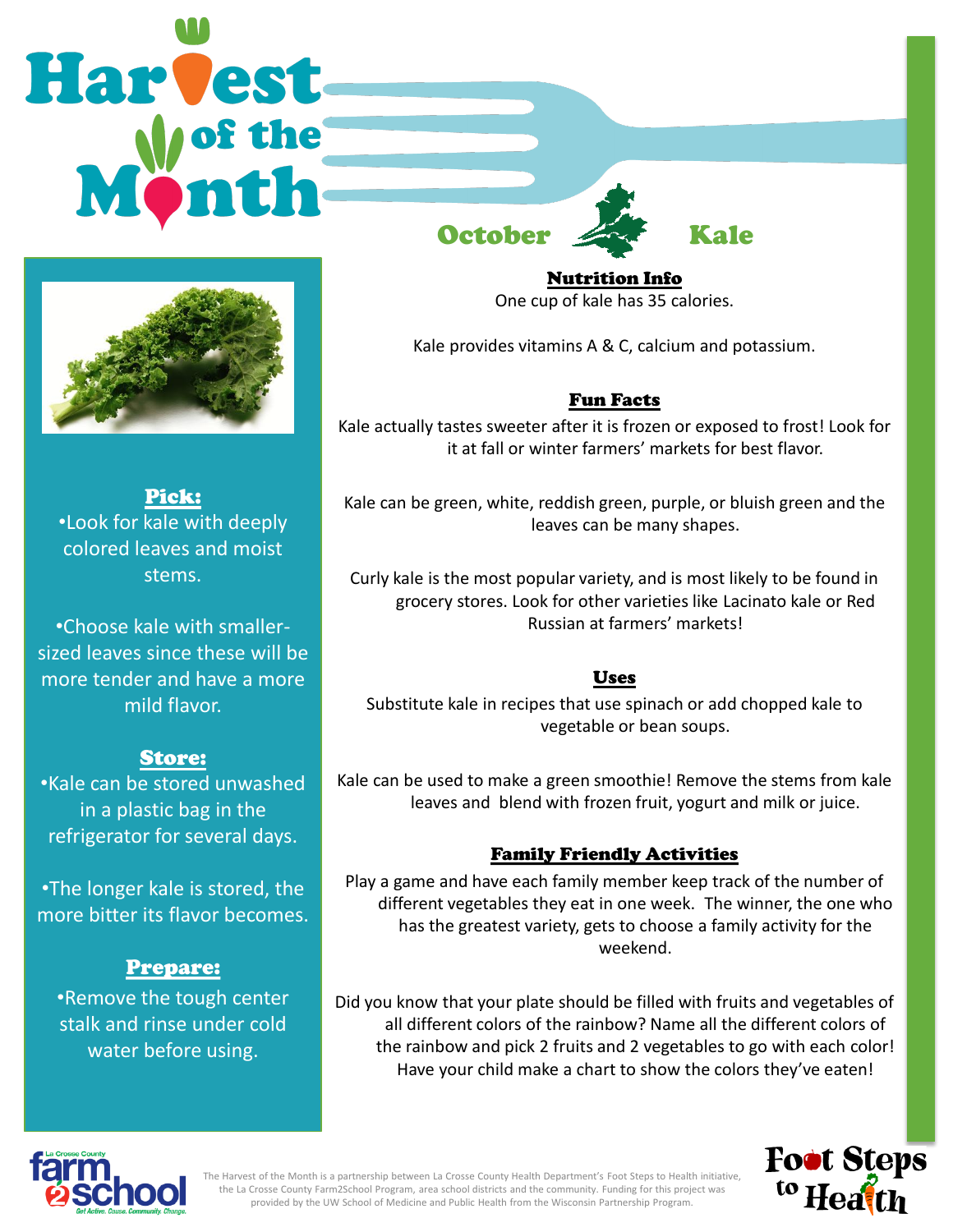# Harvest of the Month

## October — Kale

### Pick:

- Look for kale with deeply colored leaves and moist stems.
- Choose kale with smaller-sized leaves since these will be more tender and have a more mild flavor.

### Store:

- Kale can be stored unwashed in a plastic bag in the refrigerator for several days.
- The longer kale is stored, the more bitter its flavor becomes.

### Prepare:

- Remove the tough center stalk and rinse under cold water before using.

### Nutrition Info

One cup of kale has 35 calories.

Kale provides vitamins A & C, calcium and potassium.

### Fun Facts

Kale actually tastes sweeter after it is frozen or exposed to frost! Look for it at fall or winter farmers' markets for best flavor.

Kale can be green, white, reddish green, purple, or bluish green and the leaves can be many shapes.

Curly kale is the most popular variety, and is most likely to be found in grocery stores. Look for other varieties like Lacinato kale or Red Russian at farmers' markets!

### Uses

Substitute kale in recipes that use spinach or add chopped kale to vegetable or bean soups.

Kale can be used to make a green smoothie! Remove the stems from kale leaves and blend with frozen fruit, yogurt and milk or juice.

### Family Friendly Activities

Play a game and have each family member keep track of the number of different vegetables they eat in one week. The winner, the one who has the greatest variety, gets to choose a family activity for the weekend.

Did you know that your plate should be filled with fruits and vegetables of all different colors of the rainbow? Name all the different colors of the rainbow and pick 2 fruits and 2 vegetables to go with each color! Have your child make a chart to show the colors they've eaten!

La Crosse County farm2school — Get Active. Cause. Community. Change.

The Harvest of the Month is a partnership between La Crosse County Health Department's Foot Steps to Health initiative, the La Crosse County Farm2School Program, area school districts and the community. Funding for this project was provided by the UW School of Medicine and Public Health from the Wisconsin Partnership Program.

Foot Steps to Health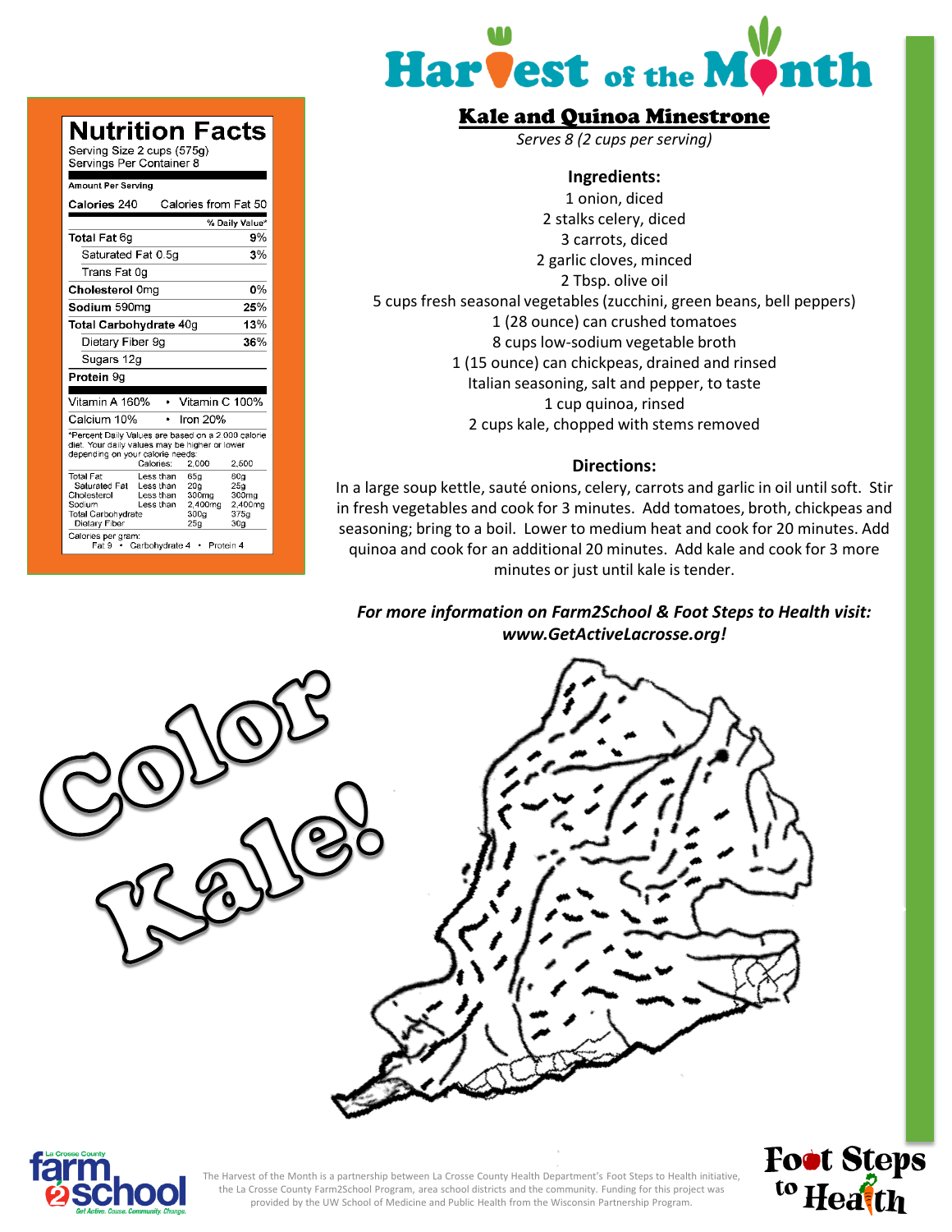# Harvest of the Month

## Kale and Quinoa Minestrone

*Serves 8 (2 cups per serving)*

**Ingredients:**

1 onion, diced
2 stalks celery, diced
3 carrots, diced
2 garlic cloves, minced
2 Tbsp. olive oil
5 cups fresh seasonal vegetables (zucchini, green beans, bell peppers)
1 (28 ounce) can crushed tomatoes
8 cups low-sodium vegetable broth
1 (15 ounce) can chickpeas, drained and rinsed
Italian seasoning, salt and pepper, to taste
1 cup quinoa, rinsed
2 cups kale, chopped with stems removed

**Directions:**

In a large soup kettle, sauté onions, celery, carrots and garlic in oil until soft. Stir in fresh vegetables and cook for 3 minutes. Add tomatoes, broth, chickpeas and seasoning; bring to a boil. Lower to medium heat and cook for 20 minutes. Add quinoa and cook for an additional 20 minutes. Add kale and cook for 3 more minutes or just until kale is tender.

***For more information on Farm2School & Foot Steps to Health visit: www.GetActiveLacrosse.org!***

## Nutrition Facts

Serving Size 2 cups (575g)
Servings Per Container 8

| Amount Per Serving | |
|---|---|
| Calories 240 | Calories from Fat 50 |
| | % Daily Value* |
| **Total Fat** 6g | 9% |
| Saturated Fat 0.5g | 3% |
| Trans Fat 0g | |
| **Cholesterol** 0mg | 0% |
| **Sodium** 590mg | 25% |
| **Total Carbohydrate** 40g | 13% |
| Dietary Fiber 9g | 36% |
| Sugars 12g | |
| **Protein** 9g | |
| Vitamin A 160% | Vitamin C 100% |
| Calcium 10% | Iron 20% |

*Percent Daily Values are based on a 2,000 calorie diet. Your daily values may be higher or lower depending on your calorie needs:

| | | Calories: 2,000 | 2,500 |
|---|---|---|---|
| Total Fat | Less than | 65g | 80g |
| Saturated Fat | Less than | 20g | 25g |
| Cholesterol | Less than | 300mg | 300mg |
| Sodium | Less than | 2,400mg | 2,400mg |
| Total Carbohydrate | | 300g | 375g |
| Dietary Fiber | | 25g | 30g |

Calories per gram:
Fat 9 • Carbohydrate 4 • Protein 4

Color Kale!

farm2school — Get Active. Cause. Community. Change.

The Harvest of the Month is a partnership between La Crosse County Health Department's Foot Steps to Health initiative, the La Crosse County Farm2School Program, area school districts and the community. Funding for this project was provided by the UW School of Medicine and Public Health from the Wisconsin Partnership Program.

Foot Steps to Health